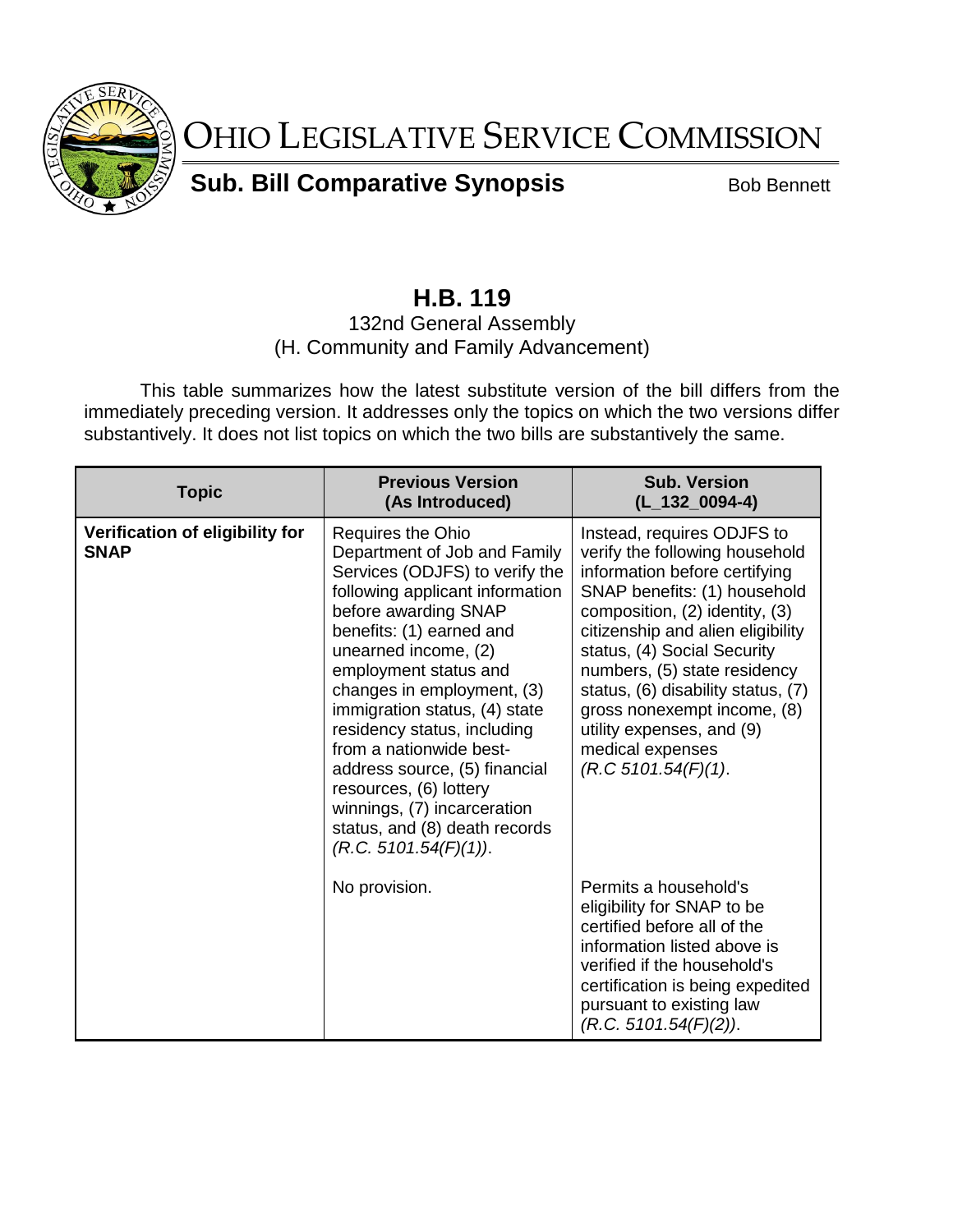# OHIO LEGISLATIVE SERVICE COMMISSION

## Sub. Bill Comparative Synopsis

Bob Bennett

# H.B. 119

132nd General Assembly
(H. Community and Family Advancement)

This table summarizes how the latest substitute version of the bill differs from the immediately preceding version. It addresses only the topics on which the two versions differ substantively. It does not list topics on which the two bills are substantively the same.

| Topic | Previous Version (As Introduced) | Sub. Version (L_132_0094-4) |
|---|---|---|
| **Verification of eligibility for SNAP** | Requires the Ohio Department of Job and Family Services (ODJFS) to verify the following applicant information before awarding SNAP benefits: (1) earned and unearned income, (2) employment status and changes in employment, (3) immigration status, (4) state residency status, including from a nationwide best-address source, (5) financial resources, (6) lottery winnings, (7) incarceration status, and (8) death records *(R.C. 5101.54(F)(1))*. | Instead, requires ODJFS to verify the following household information before certifying SNAP benefits: (1) household composition, (2) identity, (3) citizenship and alien eligibility status, (4) Social Security numbers, (5) state residency status, (6) disability status, (7) gross nonexempt income, (8) utility expenses, and (9) medical expenses *(R.C 5101.54(F)(1)*. |
| | No provision. | Permits a household's eligibility for SNAP to be certified before all of the information listed above is verified if the household's certification is being expedited pursuant to existing law *(R.C. 5101.54(F)(2))*. |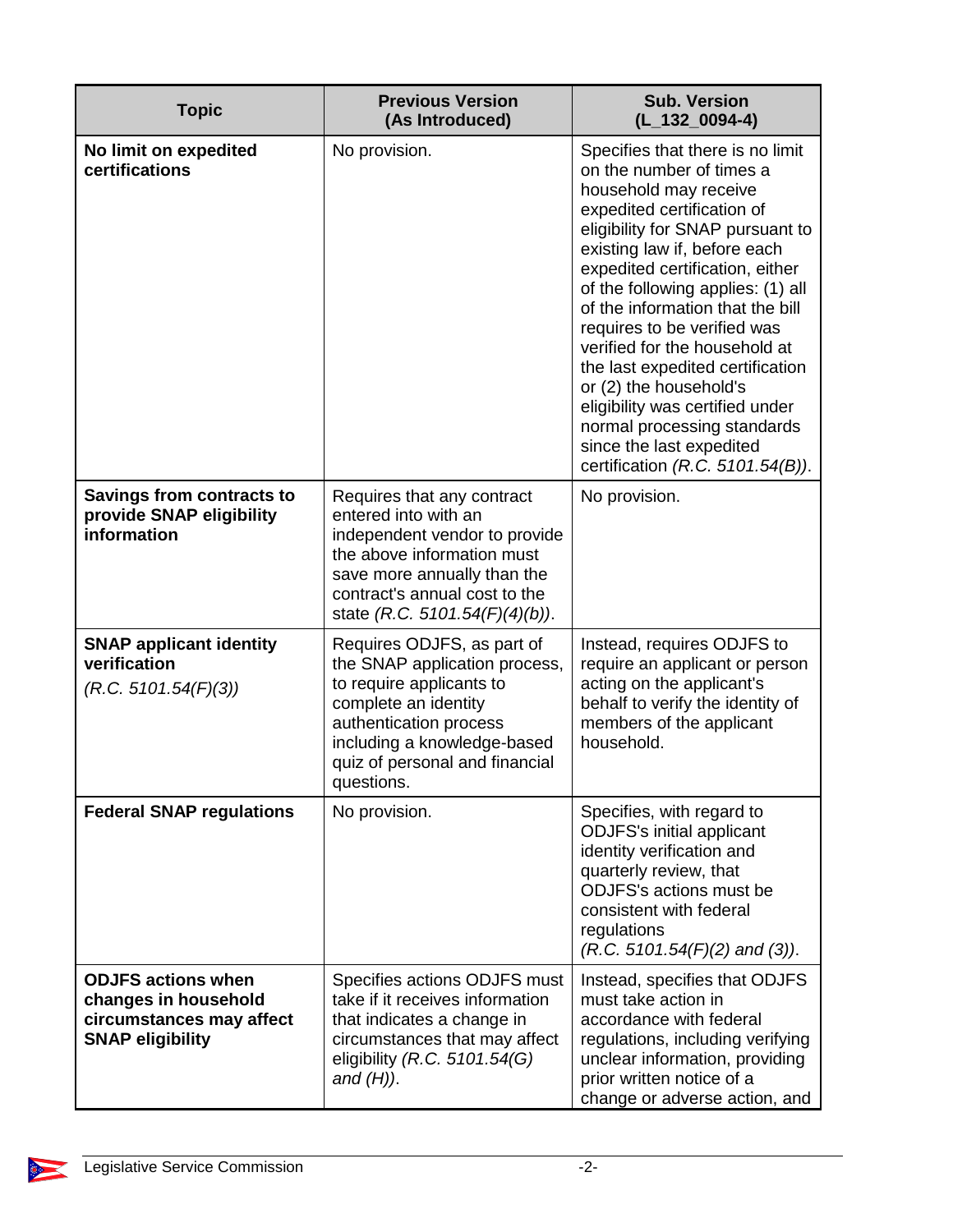| Topic | Previous Version (As Introduced) | Sub. Version (L_132_0094-4) |
|---|---|---|
| **No limit on expedited certifications** | No provision. | Specifies that there is no limit on the number of times a household may receive expedited certification of eligibility for SNAP pursuant to existing law if, before each expedited certification, either of the following applies: (1) all of the information that the bill requires to be verified was verified for the household at the last expedited certification or (2) the household's eligibility was certified under normal processing standards since the last expedited certification *(R.C. 5101.54(B))*. |
| **Savings from contracts to provide SNAP eligibility information** | Requires that any contract entered into with an independent vendor to provide the above information must save more annually than the contract's annual cost to the state *(R.C. 5101.54(F)(4)(b))*. | No provision. |
| **SNAP applicant identity verification** *(R.C. 5101.54(F)(3))* | Requires ODJFS, as part of the SNAP application process, to require applicants to complete an identity authentication process including a knowledge-based quiz of personal and financial questions. | Instead, requires ODJFS to require an applicant or person acting on the applicant's behalf to verify the identity of members of the applicant household. |
| **Federal SNAP regulations** | No provision. | Specifies, with regard to ODJFS's initial applicant identity verification and quarterly review, that ODJFS's actions must be consistent with federal regulations *(R.C. 5101.54(F)(2) and (3))*. |
| **ODJFS actions when changes in household circumstances may affect SNAP eligibility** | Specifies actions ODJFS must take if it receives information that indicates a change in circumstances that may affect eligibility *(R.C. 5101.54(G) and (H))*. | Instead, specifies that ODJFS must take action in accordance with federal regulations, including verifying unclear information, providing prior written notice of a change or adverse action, and |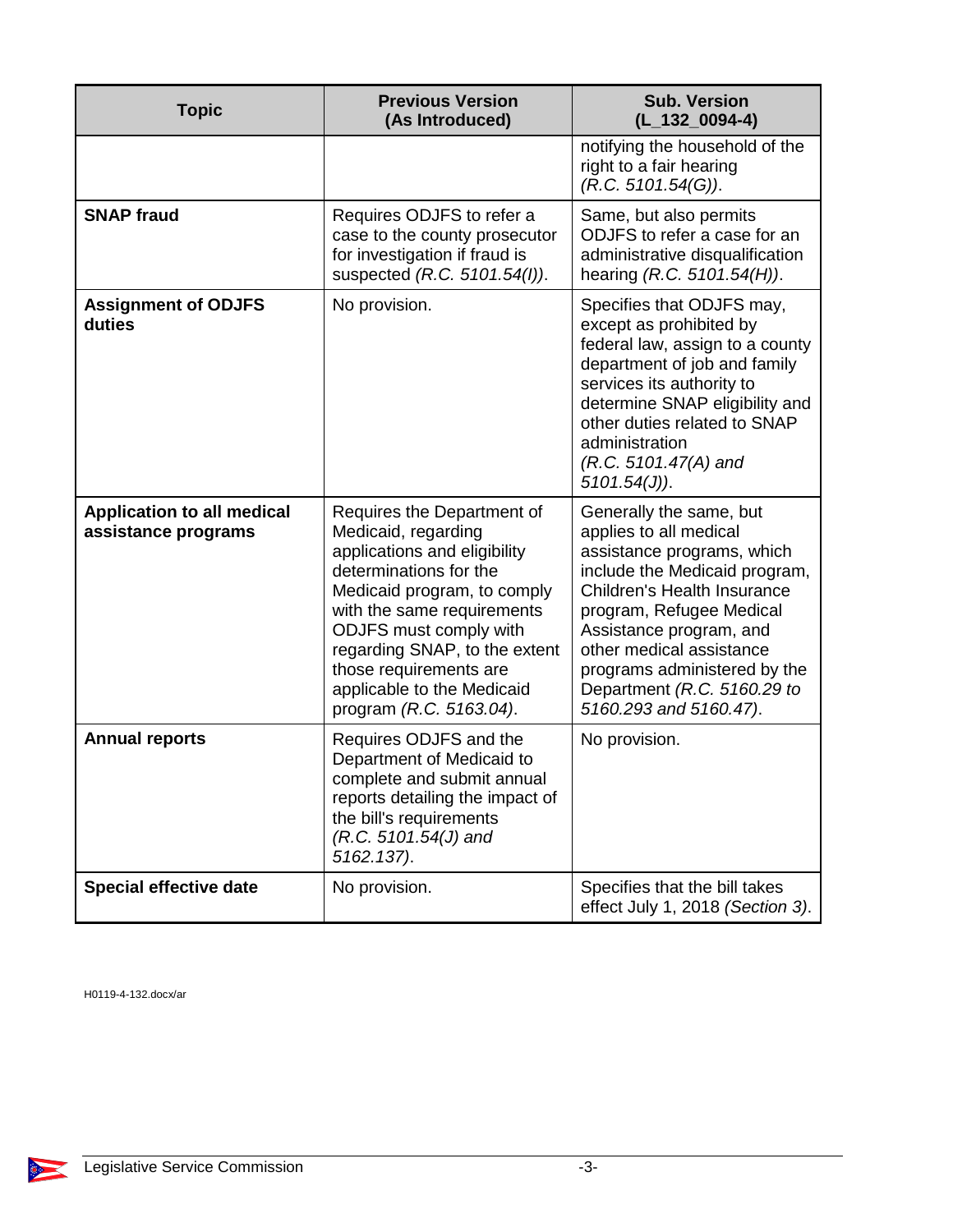| Topic | Previous Version (As Introduced) | Sub. Version (L_132_0094-4) |
|---|---|---|
| | | notifying the household of the right to a fair hearing *(R.C. 5101.54(G))*. |
| **SNAP fraud** | Requires ODJFS to refer a case to the county prosecutor for investigation if fraud is suspected *(R.C. 5101.54(I))*. | Same, but also permits ODJFS to refer a case for an administrative disqualification hearing *(R.C. 5101.54(H))*. |
| **Assignment of ODJFS duties** | No provision. | Specifies that ODJFS may, except as prohibited by federal law, assign to a county department of job and family services its authority to determine SNAP eligibility and other duties related to SNAP administration *(R.C. 5101.47(A) and 5101.54(J))*. |
| **Application to all medical assistance programs** | Requires the Department of Medicaid, regarding applications and eligibility determinations for the Medicaid program, to comply with the same requirements ODJFS must comply with regarding SNAP, to the extent those requirements are applicable to the Medicaid program *(R.C. 5163.04)*. | Generally the same, but applies to all medical assistance programs, which include the Medicaid program, Children's Health Insurance program, Refugee Medical Assistance program, and other medical assistance programs administered by the Department *(R.C. 5160.29 to 5160.293 and 5160.47)*. |
| **Annual reports** | Requires ODJFS and the Department of Medicaid to complete and submit annual reports detailing the impact of the bill's requirements *(R.C. 5101.54(J) and 5162.137)*. | No provision. |
| **Special effective date** | No provision. | Specifies that the bill takes effect July 1, 2018 *(Section 3)*. |

H0119-4-132.docx/ar